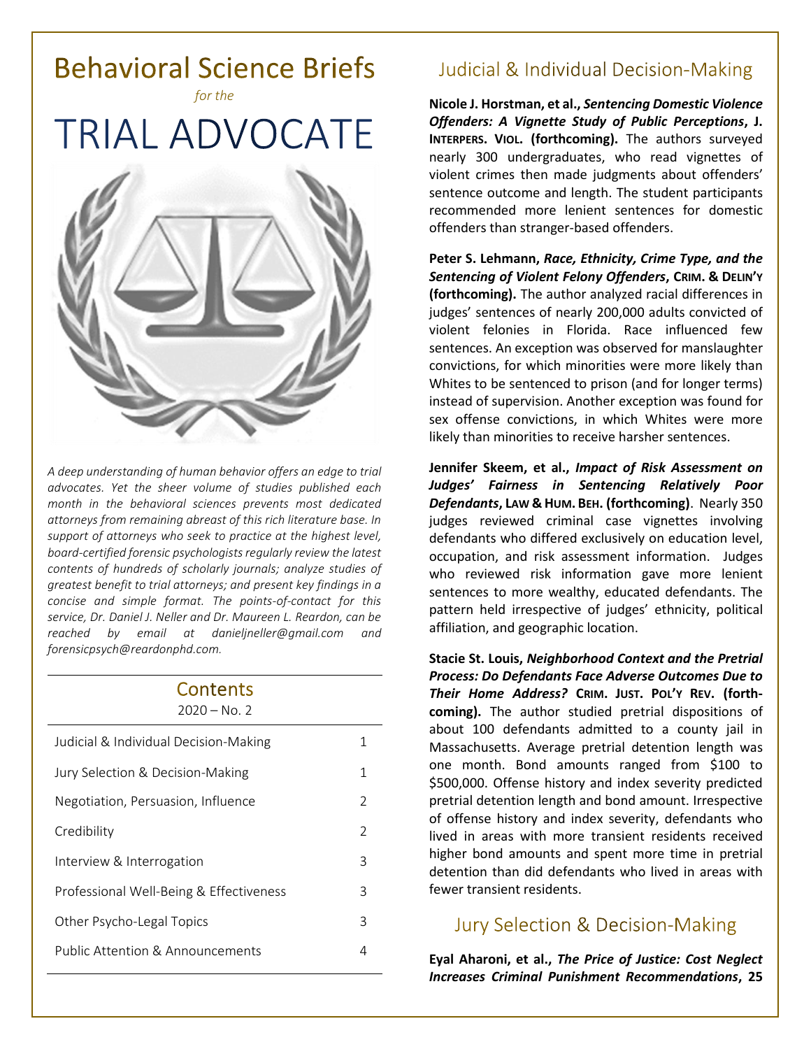# Behavioral Science Briefs

*for the*

# TRIAL ADVOCATE

*A deep understanding of human behavior offers an edge to trial advocates. Yet the sheer volume of studies published each month in the behavioral sciences prevents most dedicated attorneys from remaining abreast of this rich literature base. In support of attorneys who seek to practice at the highest level, board-certified forensic psychologists regularly review the latest contents of hundreds of scholarly journals; analyze studies of greatest benefit to trial attorneys; and present key findings in a concise and simple format. The points-of-contact for this service, Dr. Daniel J. Neller and Dr. Maureen L. Reardon, can be reached by email at danieljneller@gmail.com and forensicpsych@reardonphd.com.*

## Contents

2020 – No. 2

| | |
|---|---|
| Judicial & Individual Decision-Making | 1 |
| Jury Selection & Decision-Making | 1 |
| Negotiation, Persuasion, Influence | 2 |
| Credibility | 2 |
| Interview & Interrogation | 3 |
| Professional Well-Being & Effectiveness | 3 |
| Other Psycho-Legal Topics | 3 |
| Public Attention & Announcements | 4 |

## Judicial & Individual Decision-Making

**Nicole J. Horstman, et al., *Sentencing Domestic Violence Offenders: A Vignette Study of Public Perceptions*, J. INTERPERS. VIOL. (forthcoming).** The authors surveyed nearly 300 undergraduates, who read vignettes of violent crimes then made judgments about offenders' sentence outcome and length. The student participants recommended more lenient sentences for domestic offenders than stranger-based offenders.

**Peter S. Lehmann, *Race, Ethnicity, Crime Type, and the Sentencing of Violent Felony Offenders*, CRIM. & DELIN'Y (forthcoming).** The author analyzed racial differences in judges' sentences of nearly 200,000 adults convicted of violent felonies in Florida. Race influenced few sentences. An exception was observed for manslaughter convictions, for which minorities were more likely than Whites to be sentenced to prison (and for longer terms) instead of supervision. Another exception was found for sex offense convictions, in which Whites were more likely than minorities to receive harsher sentences.

**Jennifer Skeem, et al., *Impact of Risk Assessment on Judges' Fairness in Sentencing Relatively Poor Defendants*, LAW & HUM. BEH. (forthcoming).** Nearly 350 judges reviewed criminal case vignettes involving defendants who differed exclusively on education level, occupation, and risk assessment information. Judges who reviewed risk information gave more lenient sentences to more wealthy, educated defendants. The pattern held irrespective of judges' ethnicity, political affiliation, and geographic location.

**Stacie St. Louis, *Neighborhood Context and the Pretrial Process: Do Defendants Face Adverse Outcomes Due to Their Home Address?* CRIM. JUST. POL'Y REV. (forthcoming).** The author studied pretrial dispositions of about 100 defendants admitted to a county jail in Massachusetts. Average pretrial detention length was one month. Bond amounts ranged from $100 to $500,000. Offense history and index severity predicted pretrial detention length and bond amount. Irrespective of offense history and index severity, defendants who lived in areas with more transient residents received higher bond amounts and spent more time in pretrial detention than did defendants who lived in areas with fewer transient residents.

## Jury Selection & Decision-Making

**Eyal Aharoni, et al., *The Price of Justice: Cost Neglect Increases Criminal Punishment Recommendations*, 25**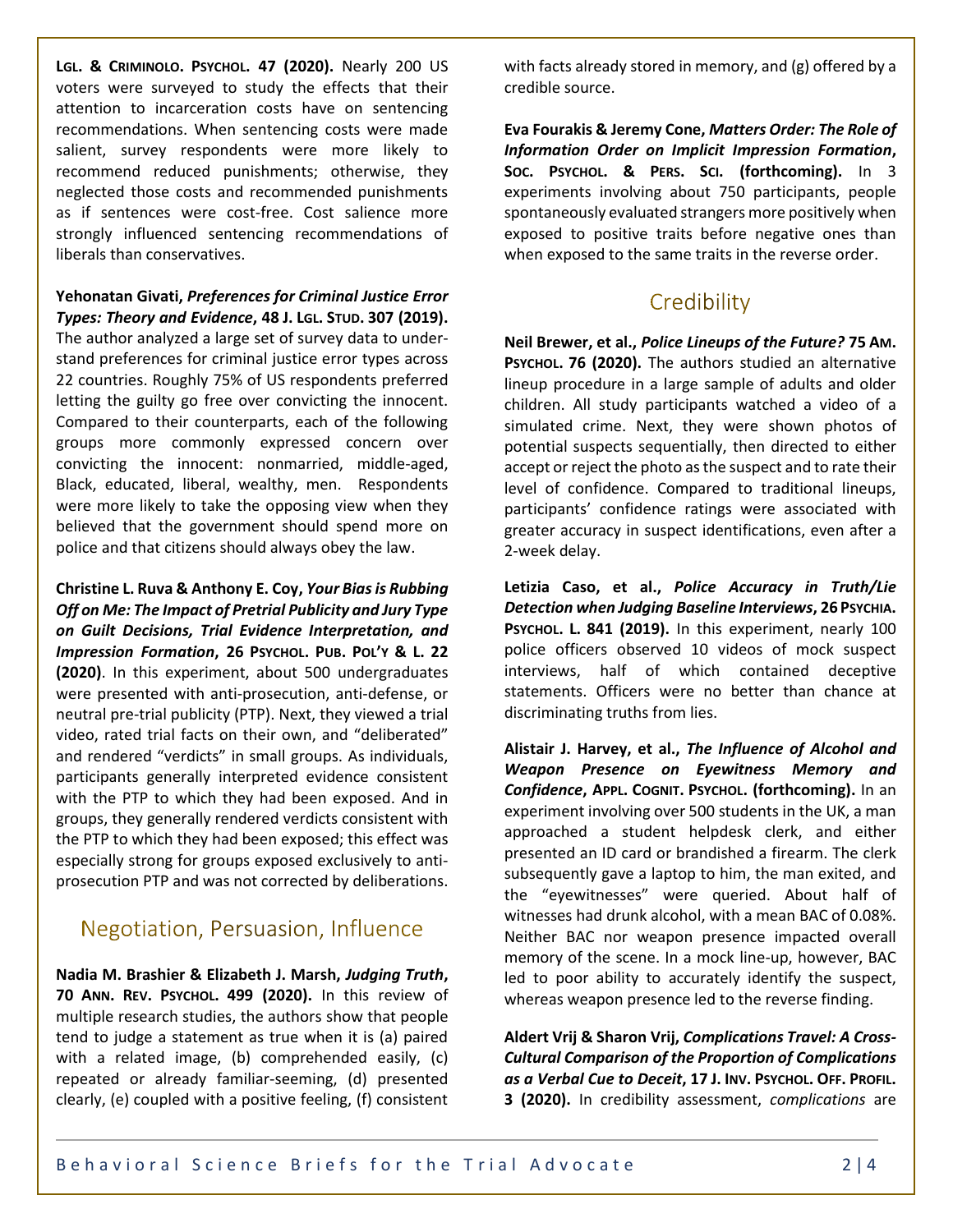**Lgl. & Criminolo. Psychol. 47 (2020).** Nearly 200 US voters were surveyed to study the effects that their attention to incarceration costs have on sentencing recommendations. When sentencing costs were made salient, survey respondents were more likely to recommend reduced punishments; otherwise, they neglected those costs and recommended punishments as if sentences were cost-free. Cost salience more strongly influenced sentencing recommendations of liberals than conservatives.

**Yehonatan Givati, *Preferences for Criminal Justice Error Types: Theory and Evidence*, 48 J. Lgl. Stud. 307 (2019).** The author analyzed a large set of survey data to understand preferences for criminal justice error types across 22 countries. Roughly 75% of US respondents preferred letting the guilty go free over convicting the innocent. Compared to their counterparts, each of the following groups more commonly expressed concern over convicting the innocent: nonmarried, middle-aged, Black, educated, liberal, wealthy, men. Respondents were more likely to take the opposing view when they believed that the government should spend more on police and that citizens should always obey the law.

**Christine L. Ruva & Anthony E. Coy, *Your Bias is Rubbing Off on Me: The Impact of Pretrial Publicity and Jury Type on Guilt Decisions, Trial Evidence Interpretation, and Impression Formation*, 26 Psychol. Pub. Pol'y & L. 22 (2020)**. In this experiment, about 500 undergraduates were presented with anti-prosecution, anti-defense, or neutral pre-trial publicity (PTP). Next, they viewed a trial video, rated trial facts on their own, and "deliberated" and rendered "verdicts" in small groups. As individuals, participants generally interpreted evidence consistent with the PTP to which they had been exposed. And in groups, they generally rendered verdicts consistent with the PTP to which they had been exposed; this effect was especially strong for groups exposed exclusively to anti-prosecution PTP and was not corrected by deliberations.

## Negotiation, Persuasion, Influence

**Nadia M. Brashier & Elizabeth J. Marsh, *Judging Truth*, 70 Ann. Rev. Psychol. 499 (2020).** In this review of multiple research studies, the authors show that people tend to judge a statement as true when it is (a) paired with a related image, (b) comprehended easily, (c) repeated or already familiar-seeming, (d) presented clearly, (e) coupled with a positive feeling, (f) consistent with facts already stored in memory, and (g) offered by a credible source.

**Eva Fourakis & Jeremy Cone, *Matters Order: The Role of Information Order on Implicit Impression Formation*, Soc. Psychol. & Pers. Sci. (forthcoming).** In 3 experiments involving about 750 participants, people spontaneously evaluated strangers more positively when exposed to positive traits before negative ones than when exposed to the same traits in the reverse order.

## Credibility

**Neil Brewer, et al., *Police Lineups of the Future?* 75 Am. Psychol. 76 (2020).** The authors studied an alternative lineup procedure in a large sample of adults and older children. All study participants watched a video of a simulated crime. Next, they were shown photos of potential suspects sequentially, then directed to either accept or reject the photo as the suspect and to rate their level of confidence. Compared to traditional lineups, participants' confidence ratings were associated with greater accuracy in suspect identifications, even after a 2-week delay.

**Letizia Caso, et al., *Police Accuracy in Truth/Lie Detection when Judging Baseline Interviews*, 26 Psychia. Psychol. L. 841 (2019).** In this experiment, nearly 100 police officers observed 10 videos of mock suspect interviews, half of which contained deceptive statements. Officers were no better than chance at discriminating truths from lies.

**Alistair J. Harvey, et al., *The Influence of Alcohol and Weapon Presence on Eyewitness Memory and Confidence*, Appl. Cognit. Psychol. (forthcoming).** In an experiment involving over 500 students in the UK, a man approached a student helpdesk clerk, and either presented an ID card or brandished a firearm. The clerk subsequently gave a laptop to him, the man exited, and the "eyewitnesses" were queried. About half of witnesses had drunk alcohol, with a mean BAC of 0.08%. Neither BAC nor weapon presence impacted overall memory of the scene. In a mock line-up, however, BAC led to poor ability to accurately identify the suspect, whereas weapon presence led to the reverse finding.

**Aldert Vrij & Sharon Vrij, *Complications Travel: A Cross-Cultural Comparison of the Proportion of Complications as a Verbal Cue to Deceit*, 17 J. Inv. Psychol. Off. Profil. 3 (2020).** In credibility assessment, *complications* are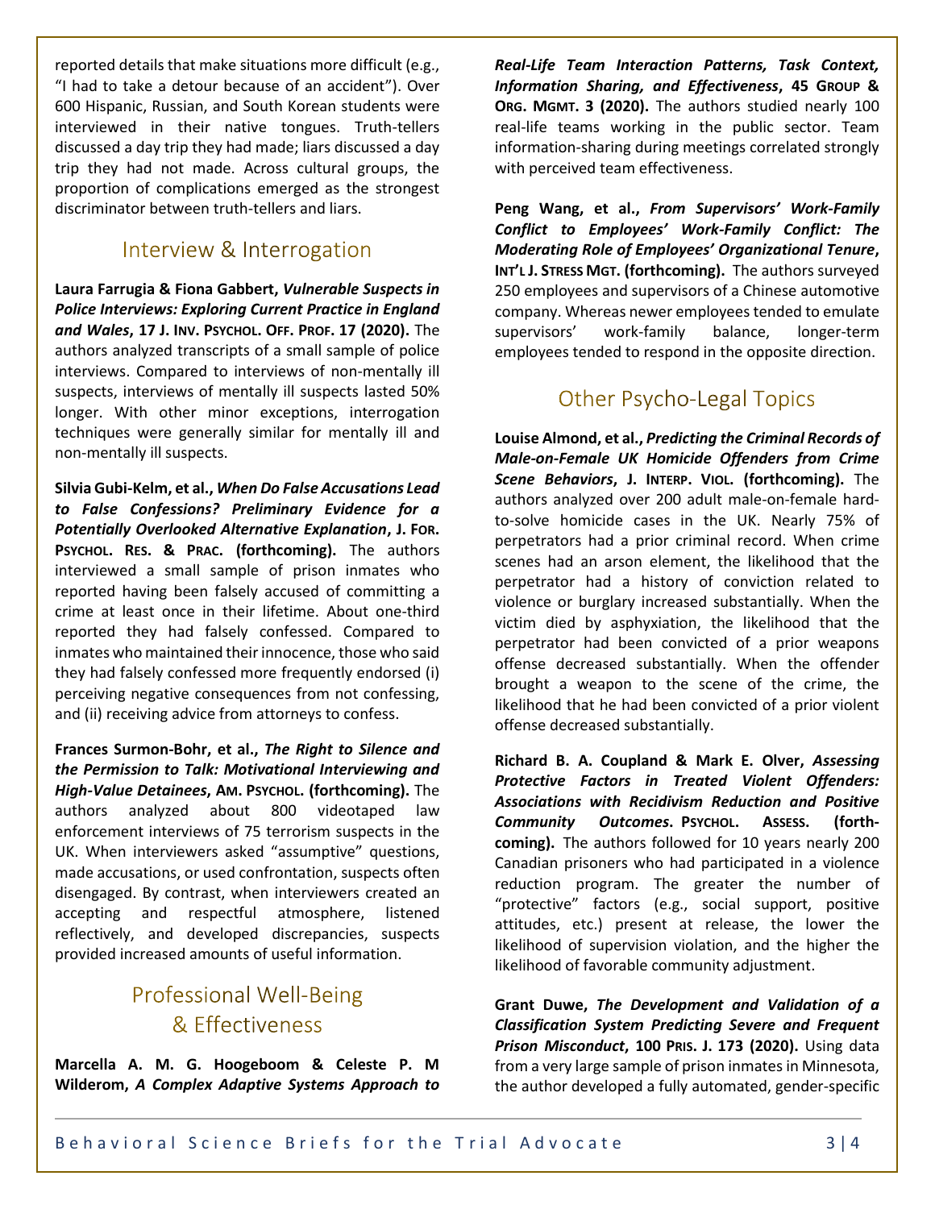reported details that make situations more difficult (e.g., "I had to take a detour because of an accident"). Over 600 Hispanic, Russian, and South Korean students were interviewed in their native tongues. Truth-tellers discussed a day trip they had made; liars discussed a day trip they had not made. Across cultural groups, the proportion of complications emerged as the strongest discriminator between truth-tellers and liars.

## Interview & Interrogation

**Laura Farrugia & Fiona Gabbert, *Vulnerable Suspects in Police Interviews: Exploring Current Practice in England and Wales*, 17 J. Inv. Psychol. Off. Prof. 17 (2020).** The authors analyzed transcripts of a small sample of police interviews. Compared to interviews of non-mentally ill suspects, interviews of mentally ill suspects lasted 50% longer. With other minor exceptions, interrogation techniques were generally similar for mentally ill and non-mentally ill suspects.

**Silvia Gubi-Kelm, et al., *When Do False Accusations Lead to False Confessions? Preliminary Evidence for a Potentially Overlooked Alternative Explanation*, J. For. Psychol. Res. & Prac. (forthcoming).** The authors interviewed a small sample of prison inmates who reported having been falsely accused of committing a crime at least once in their lifetime. About one-third reported they had falsely confessed. Compared to inmates who maintained their innocence, those who said they had falsely confessed more frequently endorsed (i) perceiving negative consequences from not confessing, and (ii) receiving advice from attorneys to confess.

**Frances Surmon-Bohr, et al., *The Right to Silence and the Permission to Talk: Motivational Interviewing and High-Value Detainees*, Am. Psychol. (forthcoming).** The authors analyzed about 800 videotaped law enforcement interviews of 75 terrorism suspects in the UK. When interviewers asked "assumptive" questions, made accusations, or used confrontation, suspects often disengaged. By contrast, when interviewers created an accepting and respectful atmosphere, listened reflectively, and developed discrepancies, suspects provided increased amounts of useful information.

## Professional Well-Being & Effectiveness

**Marcella A. M. G. Hoogeboom & Celeste P. M Wilderom, *A Complex Adaptive Systems Approach to Real-Life Team Interaction Patterns, Task Context, Information Sharing, and Effectiveness*, 45 Group & Org. Mgmt. 3 (2020).** The authors studied nearly 100 real-life teams working in the public sector. Team information-sharing during meetings correlated strongly with perceived team effectiveness.

**Peng Wang, et al., *From Supervisors' Work-Family Conflict to Employees' Work-Family Conflict: The Moderating Role of Employees' Organizational Tenure*, Int'l J. Stress Mgt. (forthcoming).** The authors surveyed 250 employees and supervisors of a Chinese automotive company. Whereas newer employees tended to emulate supervisors' work-family balance, longer-term employees tended to respond in the opposite direction.

## Other Psycho-Legal Topics

**Louise Almond, et al., *Predicting the Criminal Records of Male-on-Female UK Homicide Offenders from Crime Scene Behaviors*, J. Interp. Viol. (forthcoming).** The authors analyzed over 200 adult male-on-female hard-to-solve homicide cases in the UK. Nearly 75% of perpetrators had a prior criminal record. When crime scenes had an arson element, the likelihood that the perpetrator had a history of conviction related to violence or burglary increased substantially. When the victim died by asphyxiation, the likelihood that the perpetrator had been convicted of a prior weapons offense decreased substantially. When the offender brought a weapon to the scene of the crime, the likelihood that he had been convicted of a prior violent offense decreased substantially.

**Richard B. A. Coupland & Mark E. Olver, *Assessing Protective Factors in Treated Violent Offenders: Associations with Recidivism Reduction and Positive Community Outcomes*. Psychol. Assess. (forthcoming).** The authors followed for 10 years nearly 200 Canadian prisoners who had participated in a violence reduction program. The greater the number of "protective" factors (e.g., social support, positive attitudes, etc.) present at release, the lower the likelihood of supervision violation, and the higher the likelihood of favorable community adjustment.

**Grant Duwe, *The Development and Validation of a Classification System Predicting Severe and Frequent Prison Misconduct*, 100 Pris. J. 173 (2020).** Using data from a very large sample of prison inmates in Minnesota, the author developed a fully automated, gender-specific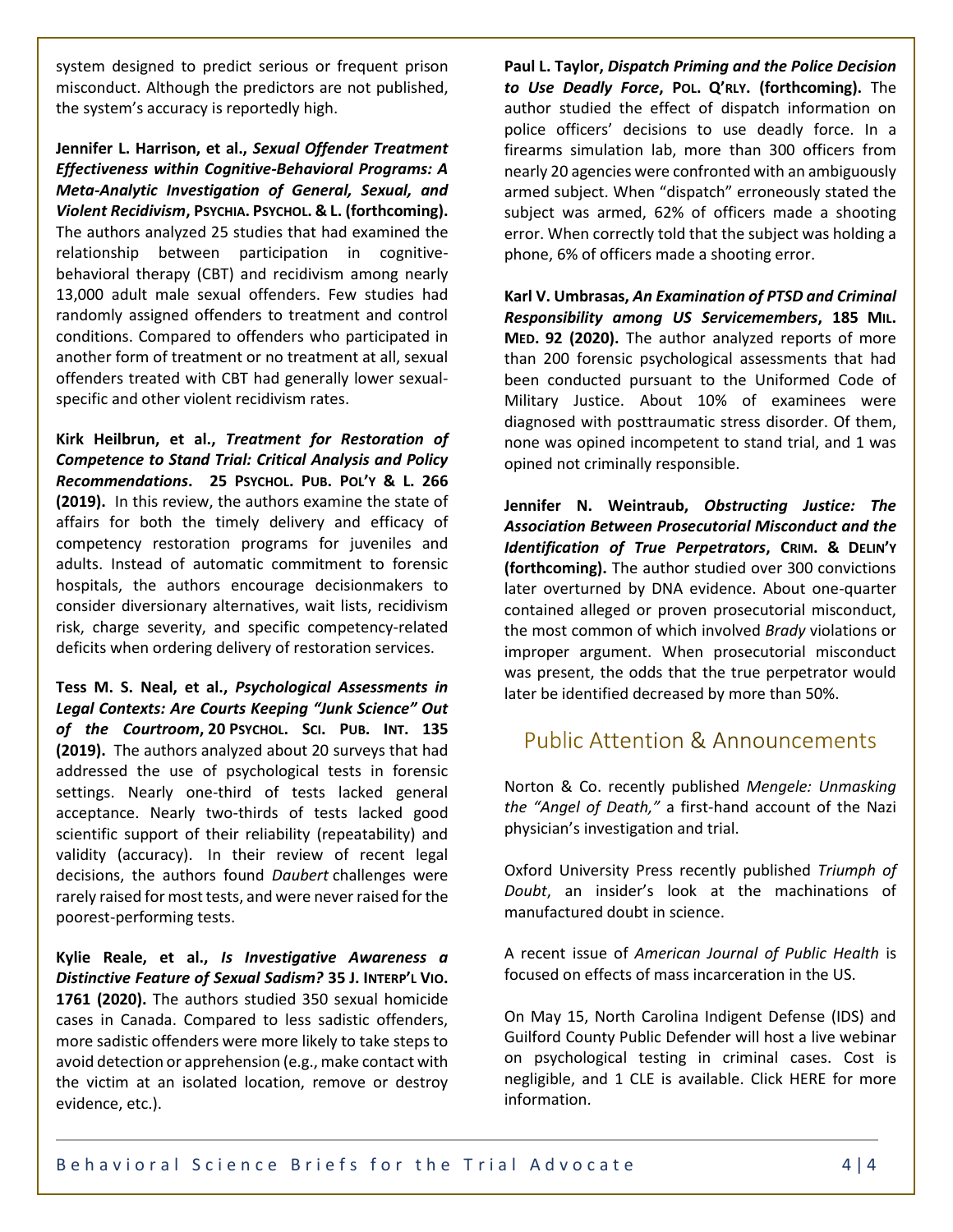system designed to predict serious or frequent prison misconduct. Although the predictors are not published, the system's accuracy is reportedly high.

**Jennifer L. Harrison, et al., *Sexual Offender Treatment Effectiveness within Cognitive-Behavioral Programs: A Meta-Analytic Investigation of General, Sexual, and Violent Recidivism*, PSYCHIA. PSYCHOL. & L. (forthcoming).** The authors analyzed 25 studies that had examined the relationship between participation in cognitive-behavioral therapy (CBT) and recidivism among nearly 13,000 adult male sexual offenders. Few studies had randomly assigned offenders to treatment and control conditions. Compared to offenders who participated in another form of treatment or no treatment at all, sexual offenders treated with CBT had generally lower sexual-specific and other violent recidivism rates.

**Kirk Heilbrun, et al., *Treatment for Restoration of Competence to Stand Trial: Critical Analysis and Policy Recommendations*. 25 PSYCHOL. PUB. POL'Y & L. 266 (2019).** In this review, the authors examine the state of affairs for both the timely delivery and efficacy of competency restoration programs for juveniles and adults. Instead of automatic commitment to forensic hospitals, the authors encourage decisionmakers to consider diversionary alternatives, wait lists, recidivism risk, charge severity, and specific competency-related deficits when ordering delivery of restoration services.

**Tess M. S. Neal, et al., *Psychological Assessments in Legal Contexts: Are Courts Keeping "Junk Science" Out of the Courtroom*, 20 PSYCHOL. SCI. PUB. INT. 135 (2019).** The authors analyzed about 20 surveys that had addressed the use of psychological tests in forensic settings. Nearly one-third of tests lacked general acceptance. Nearly two-thirds of tests lacked good scientific support of their reliability (repeatability) and validity (accuracy). In their review of recent legal decisions, the authors found *Daubert* challenges were rarely raised for most tests, and were never raised for the poorest-performing tests.

**Kylie Reale, et al., *Is Investigative Awareness a Distinctive Feature of Sexual Sadism?* 35 J. INTERP'L VIO. 1761 (2020).** The authors studied 350 sexual homicide cases in Canada. Compared to less sadistic offenders, more sadistic offenders were more likely to take steps to avoid detection or apprehension (e.g., make contact with the victim at an isolated location, remove or destroy evidence, etc.).

**Paul L. Taylor, *Dispatch Priming and the Police Decision to Use Deadly Force*, POL. Q'RLY. (forthcoming).** The author studied the effect of dispatch information on police officers' decisions to use deadly force. In a firearms simulation lab, more than 300 officers from nearly 20 agencies were confronted with an ambiguously armed subject. When "dispatch" erroneously stated the subject was armed, 62% of officers made a shooting error. When correctly told that the subject was holding a phone, 6% of officers made a shooting error.

**Karl V. Umbrasas, *An Examination of PTSD and Criminal Responsibility among US Servicemembers*, 185 MIL. MED. 92 (2020).** The author analyzed reports of more than 200 forensic psychological assessments that had been conducted pursuant to the Uniformed Code of Military Justice. About 10% of examinees were diagnosed with posttraumatic stress disorder. Of them, none was opined incompetent to stand trial, and 1 was opined not criminally responsible.

**Jennifer N. Weintraub, *Obstructing Justice: The Association Between Prosecutorial Misconduct and the Identification of True Perpetrators*, CRIM. & DELIN'Y (forthcoming).** The author studied over 300 convictions later overturned by DNA evidence. About one-quarter contained alleged or proven prosecutorial misconduct, the most common of which involved *Brady* violations or improper argument. When prosecutorial misconduct was present, the odds that the true perpetrator would later be identified decreased by more than 50%.

## Public Attention & Announcements

Norton & Co. recently published *Mengele: Unmasking the "Angel of Death,"* a first-hand account of the Nazi physician's investigation and trial.

Oxford University Press recently published *Triumph of Doubt*, an insider's look at the machinations of manufactured doubt in science.

A recent issue of *American Journal of Public Health* is focused on effects of mass incarceration in the US.

On May 15, North Carolina Indigent Defense (IDS) and Guilford County Public Defender will host a live webinar on psychological testing in criminal cases. Cost is negligible, and 1 CLE is available. Click HERE for more information.